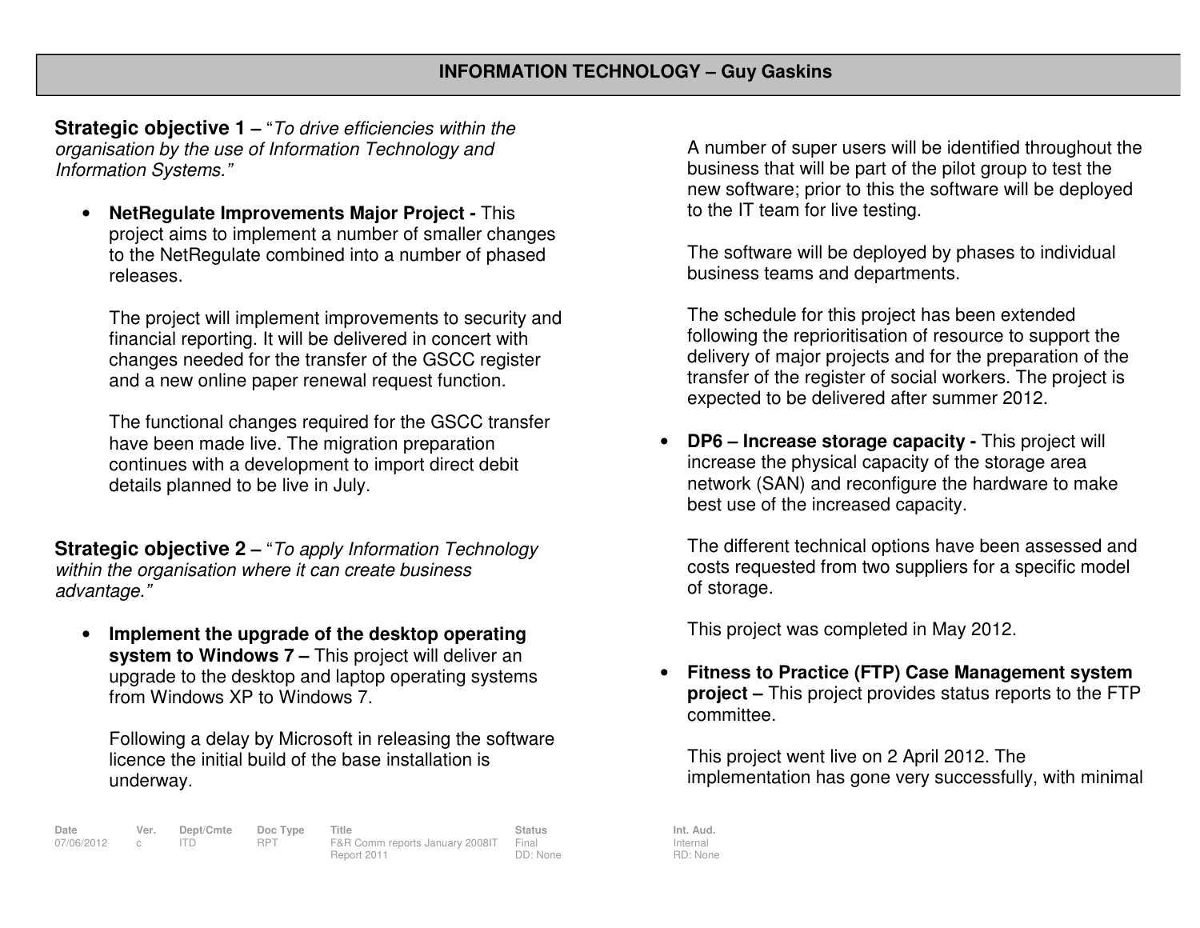# INFORMATION TECHNOLOGY – Guy Gaskins

**Strategic objective 1 –** "*To drive efficiencies within the organisation by the use of Information Technology and Information Systems.*"

- **NetRegulate Improvements Major Project -** This project aims to implement a number of smaller changes to the NetRegulate combined into a number of phased releases.

  The project will implement improvements to security and financial reporting. It will be delivered in concert with changes needed for the transfer of the GSCC register and a new online paper renewal request function.

  The functional changes required for the GSCC transfer have been made live. The migration preparation continues with a development to import direct debit details planned to be live in July.

**Strategic objective 2 –** "*To apply Information Technology within the organisation where it can create business advantage.*"

- **Implement the upgrade of the desktop operating system to Windows 7 –** This project will deliver an upgrade to the desktop and laptop operating systems from Windows XP to Windows 7.

  Following a delay by Microsoft in releasing the software licence the initial build of the base installation is underway.

  A number of super users will be identified throughout the business that will be part of the pilot group to test the new software; prior to this the software will be deployed to the IT team for live testing.

  The software will be deployed by phases to individual business teams and departments.

  The schedule for this project has been extended following the reprioritisation of resource to support the delivery of major projects and for the preparation of the transfer of the register of social workers. The project is expected to be delivered after summer 2012.

- **DP6 – Increase storage capacity -** This project will increase the physical capacity of the storage area network (SAN) and reconfigure the hardware to make best use of the increased capacity.

  The different technical options have been assessed and costs requested from two suppliers for a specific model of storage.

  This project was completed in May 2012.

- **Fitness to Practice (FTP) Case Management system project –** This project provides status reports to the FTP committee.

  This project went live on 2 April 2012. The implementation has gone very successfully, with minimal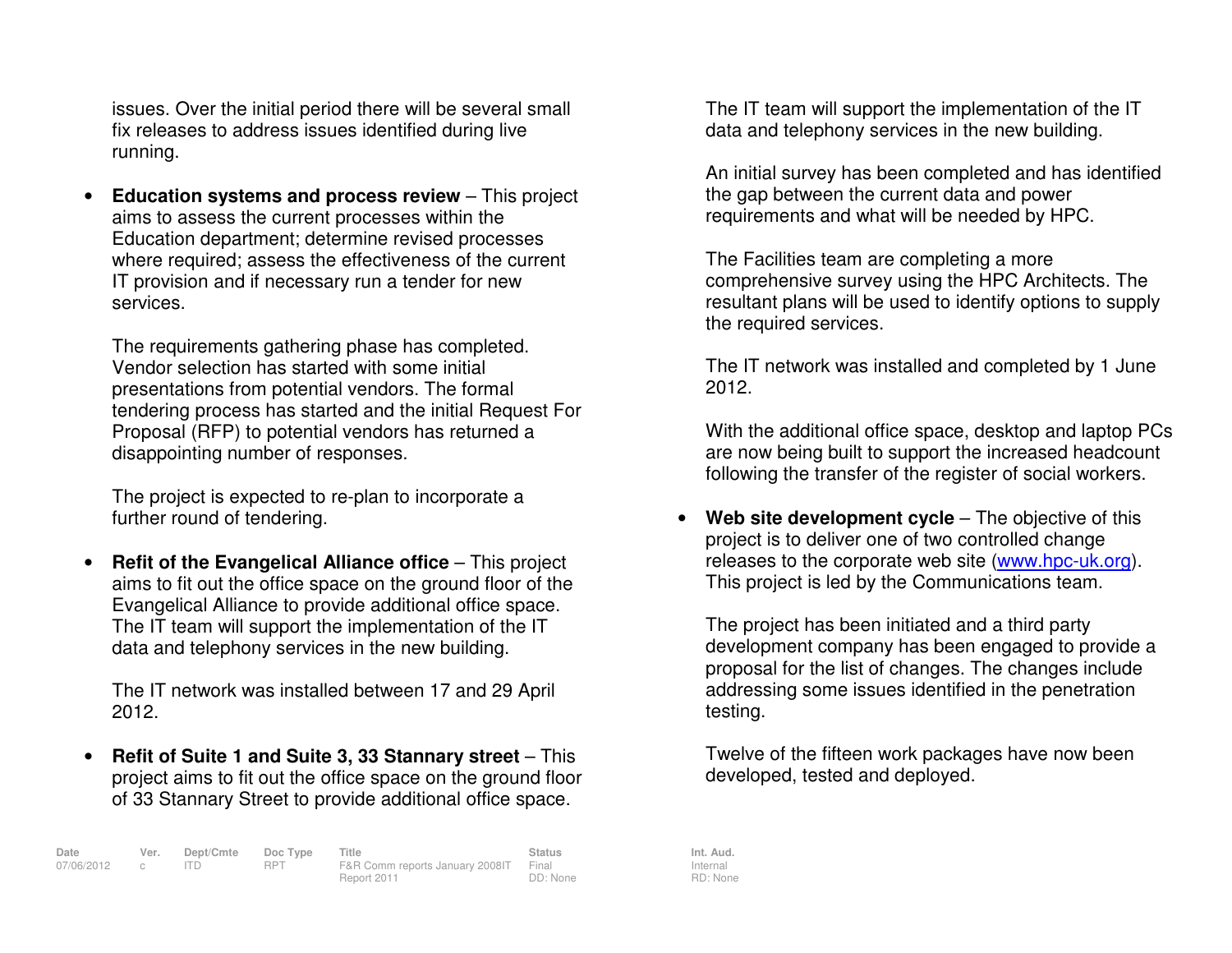issues. Over the initial period there will be several small fix releases to address issues identified during live running.

- **Education systems and process review** – This project aims to assess the current processes within the Education department; determine revised processes where required; assess the effectiveness of the current IT provision and if necessary run a tender for new services.

  The requirements gathering phase has completed. Vendor selection has started with some initial presentations from potential vendors. The formal tendering process has started and the initial Request For Proposal (RFP) to potential vendors has returned a disappointing number of responses.

  The project is expected to re-plan to incorporate a further round of tendering.

- **Refit of the Evangelical Alliance office** – This project aims to fit out the office space on the ground floor of the Evangelical Alliance to provide additional office space. The IT team will support the implementation of the IT data and telephony services in the new building.

  The IT network was installed between 17 and 29 April 2012.

- **Refit of Suite 1 and Suite 3, 33 Stannary street** – This project aims to fit out the office space on the ground floor of 33 Stannary Street to provide additional office space. The IT team will support the implementation of the IT data and telephony services in the new building.

  An initial survey has been completed and has identified the gap between the current data and power requirements and what will be needed by HPC.

  The Facilities team are completing a more comprehensive survey using the HPC Architects. The resultant plans will be used to identify options to supply the required services.

  The IT network was installed and completed by 1 June 2012.

  With the additional office space, desktop and laptop PCs are now being built to support the increased headcount following the transfer of the register of social workers.

- **Web site development cycle** – The objective of this project is to deliver one of two controlled change releases to the corporate web site (www.hpc-uk.org). This project is led by the Communications team.

  The project has been initiated and a third party development company has been engaged to provide a proposal for the list of changes. The changes include addressing some issues identified in the penetration testing.

  Twelve of the fifteen work packages have now been developed, tested and deployed.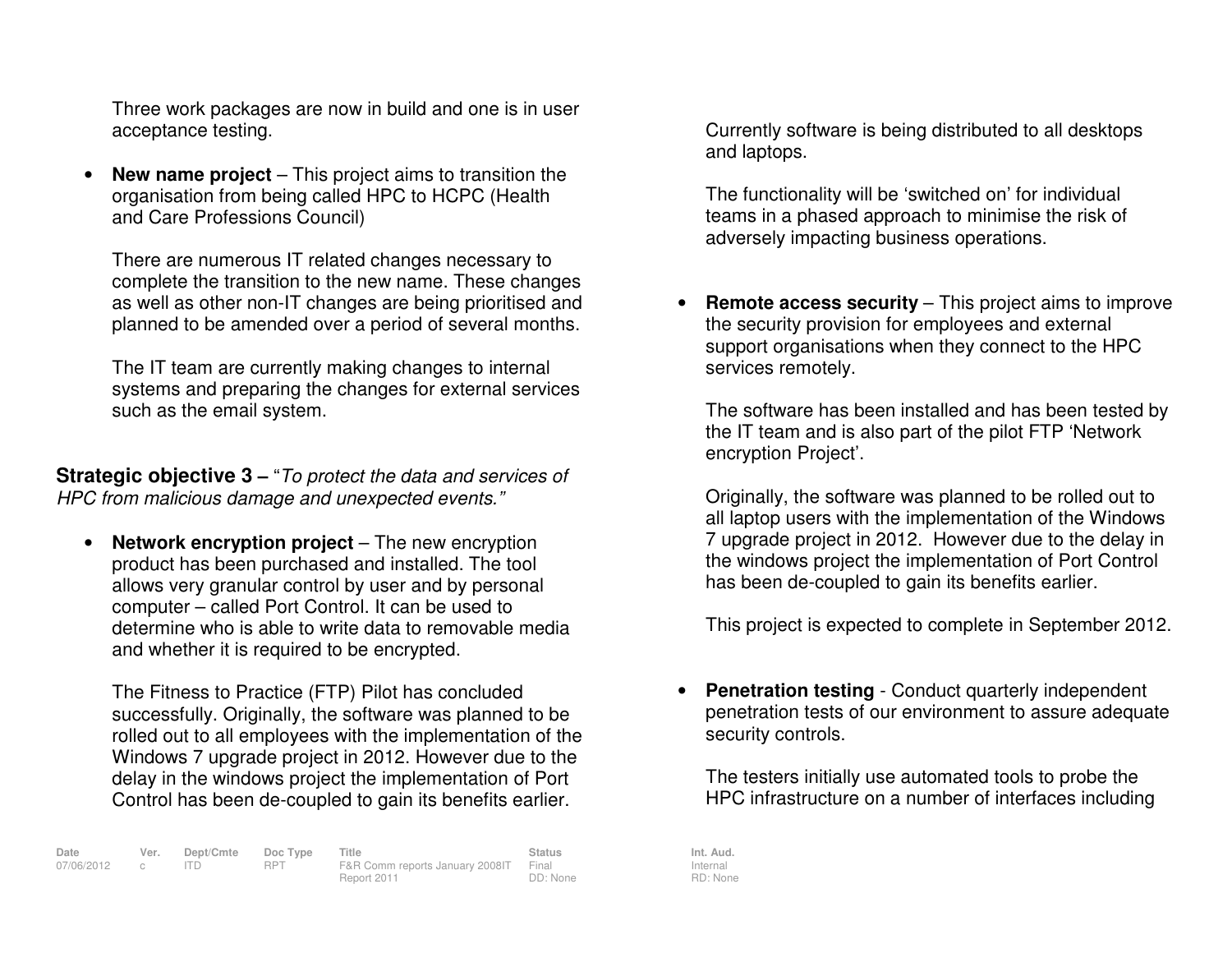Three work packages are now in build and one is in user acceptance testing.

- **New name project** – This project aims to transition the organisation from being called HPC to HCPC (Health and Care Professions Council)

  There are numerous IT related changes necessary to complete the transition to the new name. These changes as well as other non-IT changes are being prioritised and planned to be amended over a period of several months.

  The IT team are currently making changes to internal systems and preparing the changes for external services such as the email system.

**Strategic objective 3 –** "*To protect the data and services of HPC from malicious damage and unexpected events.*"

- **Network encryption project** – The new encryption product has been purchased and installed. The tool allows very granular control by user and by personal computer – called Port Control. It can be used to determine who is able to write data to removable media and whether it is required to be encrypted.

  The Fitness to Practice (FTP) Pilot has concluded successfully. Originally, the software was planned to be rolled out to all employees with the implementation of the Windows 7 upgrade project in 2012. However due to the delay in the windows project the implementation of Port Control has been de-coupled to gain its benefits earlier.

  Currently software is being distributed to all desktops and laptops.

  The functionality will be 'switched on' for individual teams in a phased approach to minimise the risk of adversely impacting business operations.

- **Remote access security** – This project aims to improve the security provision for employees and external support organisations when they connect to the HPC services remotely.

  The software has been installed and has been tested by the IT team and is also part of the pilot FTP 'Network encryption Project'.

  Originally, the software was planned to be rolled out to all laptop users with the implementation of the Windows 7 upgrade project in 2012. However due to the delay in the windows project the implementation of Port Control has been de-coupled to gain its benefits earlier.

  This project is expected to complete in September 2012.

- **Penetration testing** - Conduct quarterly independent penetration tests of our environment to assure adequate security controls.

  The testers initially use automated tools to probe the HPC infrastructure on a number of interfaces including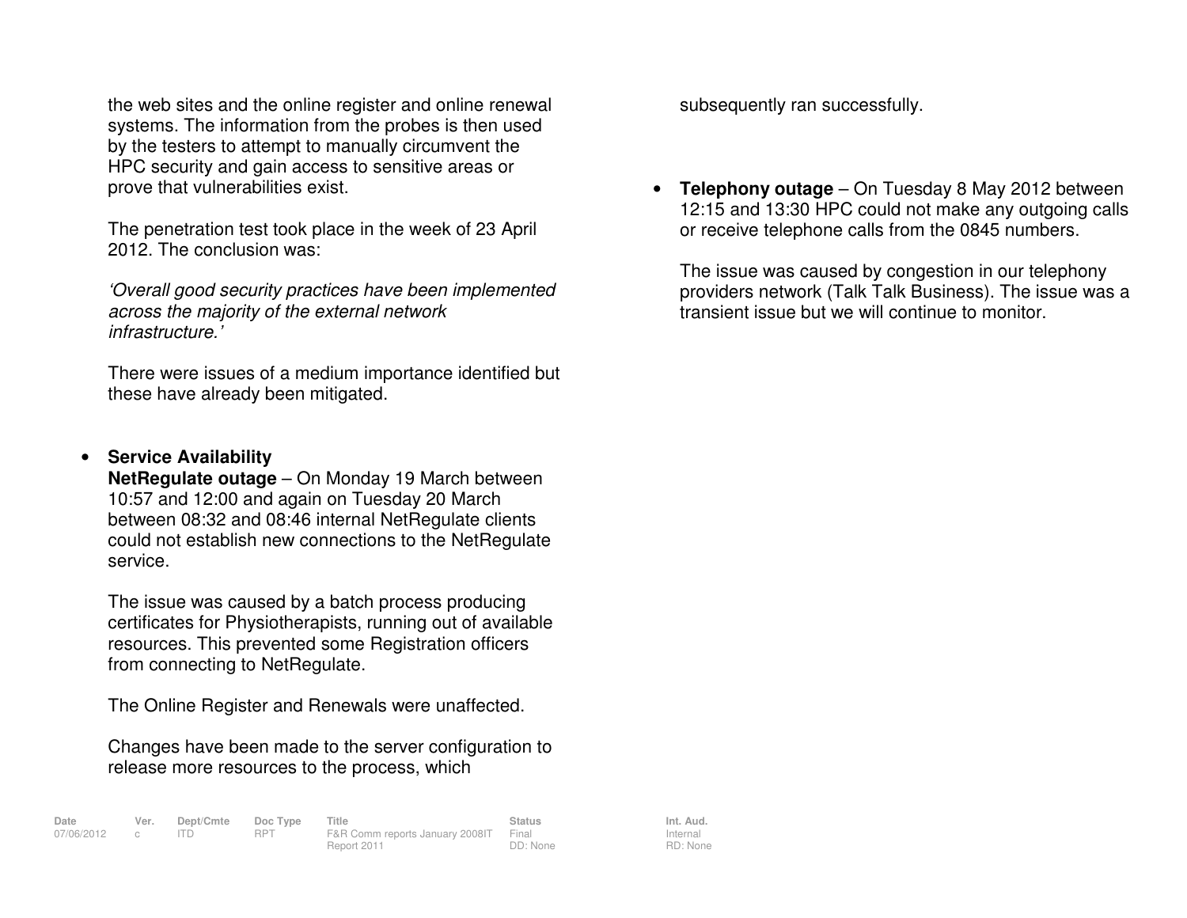the web sites and the online register and online renewal systems. The information from the probes is then used by the testers to attempt to manually circumvent the HPC security and gain access to sensitive areas or prove that vulnerabilities exist.

The penetration test took place in the week of 23 April 2012. The conclusion was:

*'Overall good security practices have been implemented across the majority of the external network infrastructure.'*

There were issues of a medium importance identified but these have already been mitigated.

- **Service Availability**
  **NetRegulate outage** – On Monday 19 March between 10:57 and 12:00 and again on Tuesday 20 March between 08:32 and 08:46 internal NetRegulate clients could not establish new connections to the NetRegulate service.

  The issue was caused by a batch process producing certificates for Physiotherapists, running out of available resources. This prevented some Registration officers from connecting to NetRegulate.

  The Online Register and Renewals were unaffected.

  Changes have been made to the server configuration to release more resources to the process, which subsequently ran successfully.

- **Telephony outage** – On Tuesday 8 May 2012 between 12:15 and 13:30 HPC could not make any outgoing calls or receive telephone calls from the 0845 numbers.

  The issue was caused by congestion in our telephony providers network (Talk Talk Business). The issue was a transient issue but we will continue to monitor.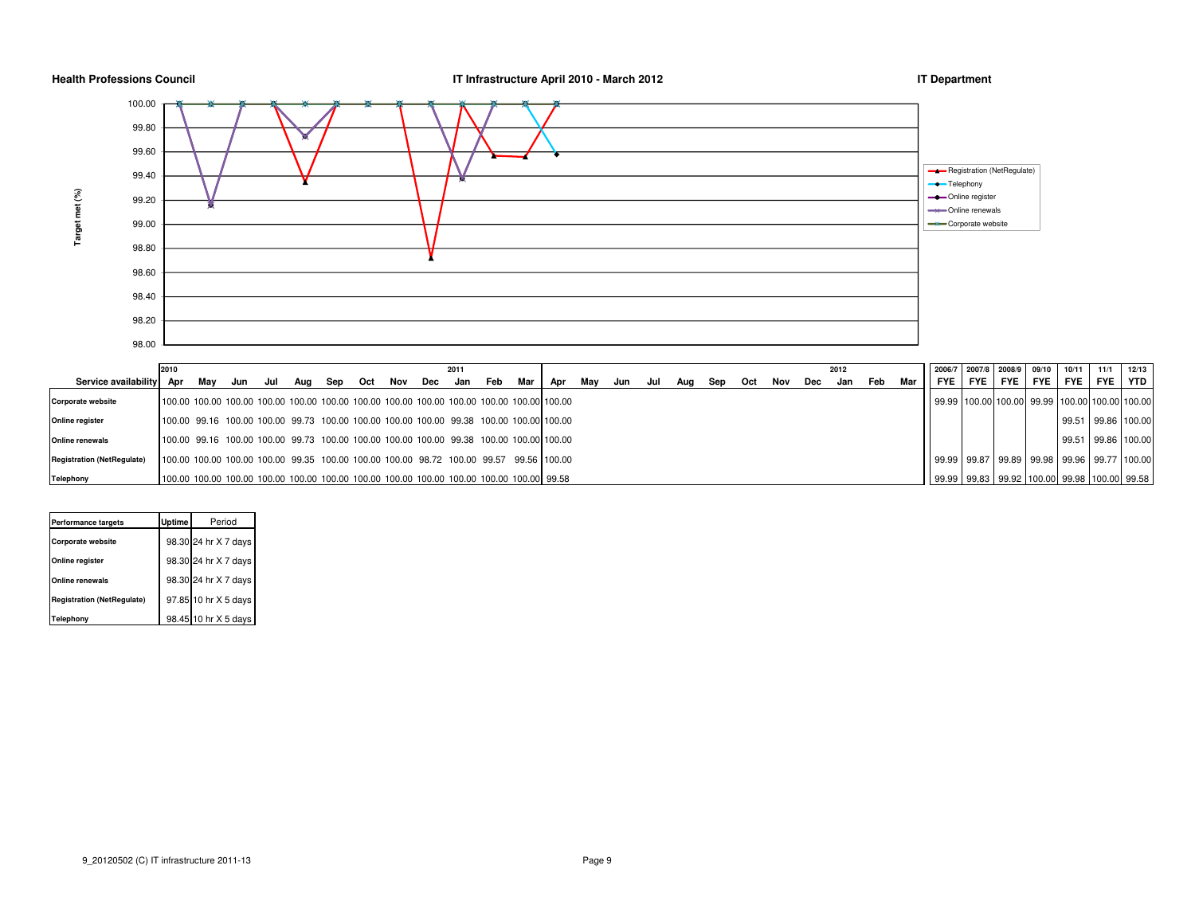**Health Professions Council** | **IT Infrastructure April 2010 - March 2012** | **IT Department**

100.00
99.80
99.60
99.40
99.20
99.00
98.80
98.60
98.40
98.20
98.00

Target met (%)

Registration (NetRegulate)
Telephony
Online register
Online renewals
Corporate website

| Service availability | 2010 Apr | May | Jun | Jul | Aug | Sep | Oct | Nov | Dec | 2011 Jan | Feb | Mar | Apr | May | Jun | Jul | Aug | Sep | Oct | Nov | Dec | 2012 Jan | Feb | Mar | 2006/7 FYE | 2007/8 FYE | 2008/9 FYE | 09/10 FYE | 10/11 FYE | 11/1 FYE | 12/13 YTD |
|---|---|---|---|---|---|---|---|---|---|---|---|---|---|---|---|---|---|---|---|---|---|---|---|---|---|---|---|---|---|---|---|
| **Corporate website** | 100.00 | 100.00 | 100.00 | 100.00 | 100.00 | 100.00 | 100.00 | 100.00 | 100.00 | 100.00 | 100.00 | 100.00 | 100.00 | | | | | | | | | | | | 99.99 | 100.00 | 100.00 | 99.99 | 100.00 | 100.00 | 100.00 |
| **Online register** | 100.00 | 99.16 | 100.00 | 100.00 | 99.73 | 100.00 | 100.00 | 100.00 | 100.00 | 99.38 | 100.00 | 100.00 | 100.00 | | | | | | | | | | | | | | | | 99.51 | 99.86 | 100.00 |
| **Online renewals** | 100.00 | 99.16 | 100.00 | 100.00 | 99.73 | 100.00 | 100.00 | 100.00 | 100.00 | 99.38 | 100.00 | 100.00 | 100.00 | | | | | | | | | | | | | | | | 99.51 | 99.86 | 100.00 |
| **Registration (NetRegulate)** | 100.00 | 100.00 | 100.00 | 100.00 | 99.35 | 100.00 | 100.00 | 100.00 | 98.72 | 100.00 | 99.57 | 99.56 | 100.00 | | | | | | | | | | | | 99.99 | 99.87 | 99.89 | 99.98 | 99.96 | 99.77 | 100.00 |
| **Telephony** | 100.00 | 100.00 | 100.00 | 100.00 | 100.00 | 100.00 | 100.00 | 100.00 | 100.00 | 100.00 | 100.00 | 100.00 | 99.58 | | | | | | | | | | | | 99.99 | 99,83 | 99.92 | 100.00 | 99.98 | 100.00 | 99.58 |

| Performance targets | Uptime | Period |
|---|---|---|
| **Corporate website** | 98.30 | 24 hr X 7 days |
| **Online register** | 98.30 | 24 hr X 7 days |
| **Online renewals** | 98.30 | 24 hr X 7 days |
| **Registration (NetRegulate)** | 97.85 | 10 hr X 5 days |
| **Telephony** | 98.45 | 10 hr X 5 days |

9_20120502 (C) IT infrastructure 2011-13